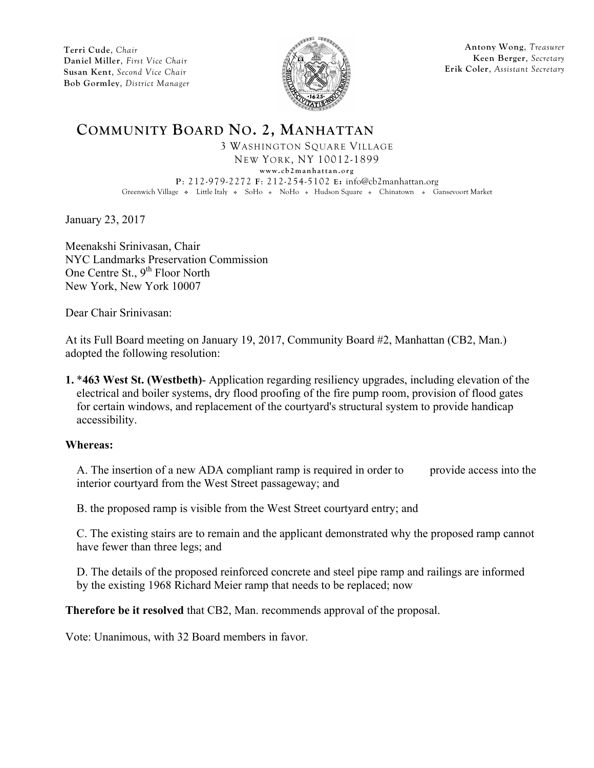Terri Cude, *Chair*
Daniel Miller, *First Vice Chair*
Susan Kent, *Second Vice Chair*
Bob Gormley, *District Manager*

Antony Wong, *Treasurer*
Keen Berger, *Secretary*
Erik Coler, *Assistant Secretary*

# COMMUNITY BOARD NO. 2, MANHATTAN

3 WASHINGTON SQUARE VILLAGE
NEW YORK, NY 10012-1899
www.cb2manhattan.org
P: 212-979-2272 F: 212-254-5102 E: info@cb2manhattan.org
Greenwich Village ❖ Little Italy ❖ SoHo ❖ NoHo ❖ Hudson Square ❖ Chinatown ❖ Gansevoort Market

January 23, 2017

Meenakshi Srinivasan, Chair
NYC Landmarks Preservation Commission
One Centre St., 9th Floor North
New York, New York 10007

Dear Chair Srinivasan:

At its Full Board meeting on January 19, 2017, Community Board #2, Manhattan (CB2, Man.) adopted the following resolution:

1. **\*463 West St. (Westbeth)**- Application regarding resiliency upgrades, including elevation of the electrical and boiler systems, dry flood proofing of the fire pump room, provision of flood gates for certain windows, and replacement of the courtyard's structural system to provide handicap accessibility.

**Whereas:**

A. The insertion of a new ADA compliant ramp is required in order to provide access into the interior courtyard from the West Street passageway; and

B. the proposed ramp is visible from the West Street courtyard entry; and

C. The existing stairs are to remain and the applicant demonstrated why the proposed ramp cannot have fewer than three legs; and

D. The details of the proposed reinforced concrete and steel pipe ramp and railings are informed by the existing 1968 Richard Meier ramp that needs to be replaced; now

**Therefore be it resolved** that CB2, Man. recommends approval of the proposal.

Vote: Unanimous, with 32 Board members in favor.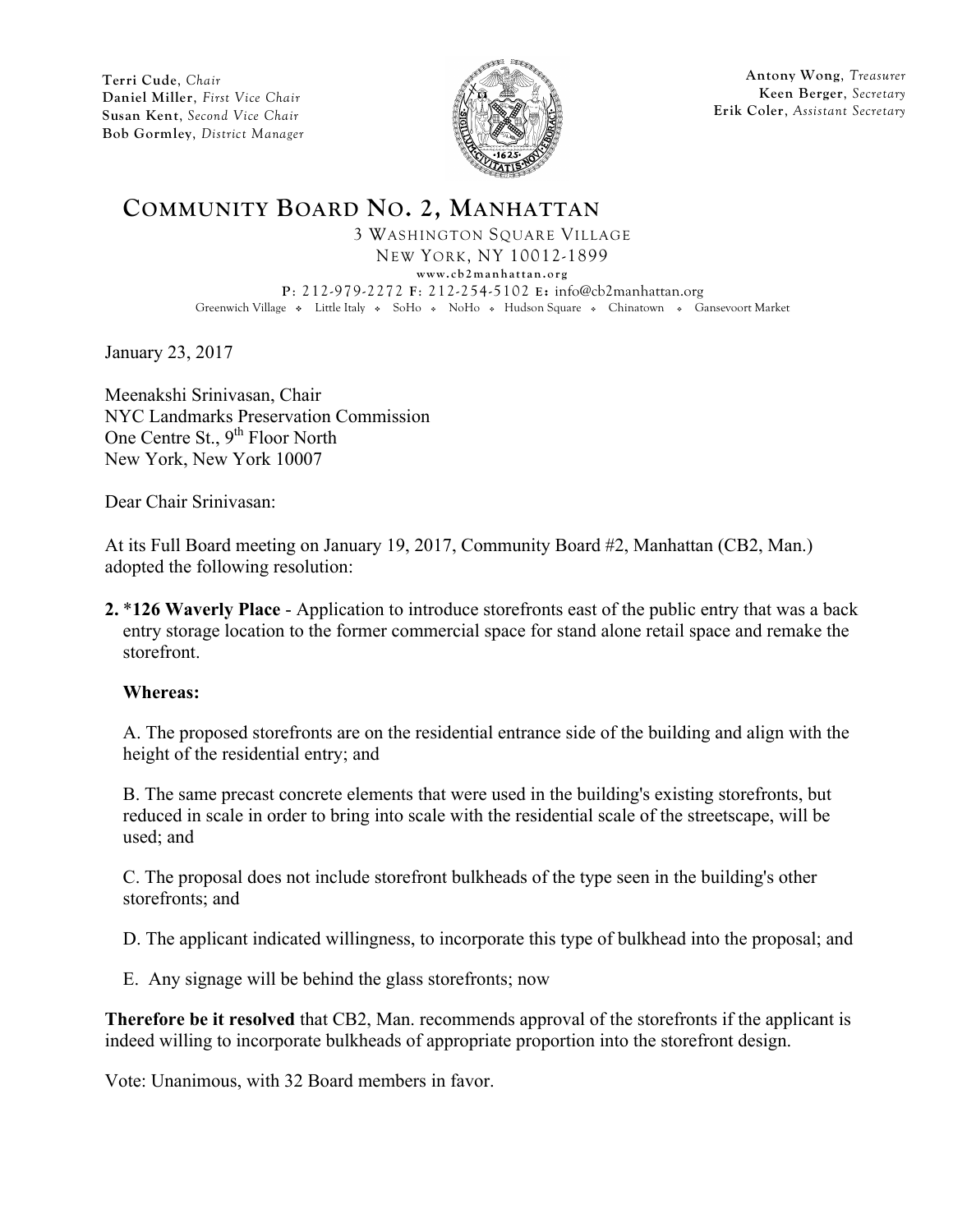Terri Cude, *Chair*
Daniel Miller, *First Vice Chair*
Susan Kent, *Second Vice Chair*
Bob Gormley, *District Manager*

Antony Wong, *Treasurer*
Keen Berger, *Secretary*
Erik Coler, *Assistant Secretary*

# COMMUNITY BOARD NO. 2, MANHATTAN

3 WASHINGTON SQUARE VILLAGE
NEW YORK, NY 10012-1899
www.cb2manhattan.org
P: 212-979-2272 F: 212-254-5102 E: info@cb2manhattan.org
Greenwich Village ❖ Little Italy ❖ SoHo ❖ NoHo ❖ Hudson Square ❖ Chinatown ❖ Gansevoort Market

January 23, 2017

Meenakshi Srinivasan, Chair
NYC Landmarks Preservation Commission
One Centre St., 9th Floor North
New York, New York 10007

Dear Chair Srinivasan:

At its Full Board meeting on January 19, 2017, Community Board #2, Manhattan (CB2, Man.) adopted the following resolution:

**2.** ***126 Waverly Place** - Application to introduce storefronts east of the public entry that was a back entry storage location to the former commercial space for stand alone retail space and remake the storefront.

**Whereas:**

A. The proposed storefronts are on the residential entrance side of the building and align with the height of the residential entry; and

B. The same precast concrete elements that were used in the building's existing storefronts, but reduced in scale in order to bring into scale with the residential scale of the streetscape, will be used; and

C. The proposal does not include storefront bulkheads of the type seen in the building's other storefronts; and

D. The applicant indicated willingness, to incorporate this type of bulkhead into the proposal; and

E. Any signage will be behind the glass storefronts; now

**Therefore be it resolved** that CB2, Man. recommends approval of the storefronts if the applicant is indeed willing to incorporate bulkheads of appropriate proportion into the storefront design.

Vote: Unanimous, with 32 Board members in favor.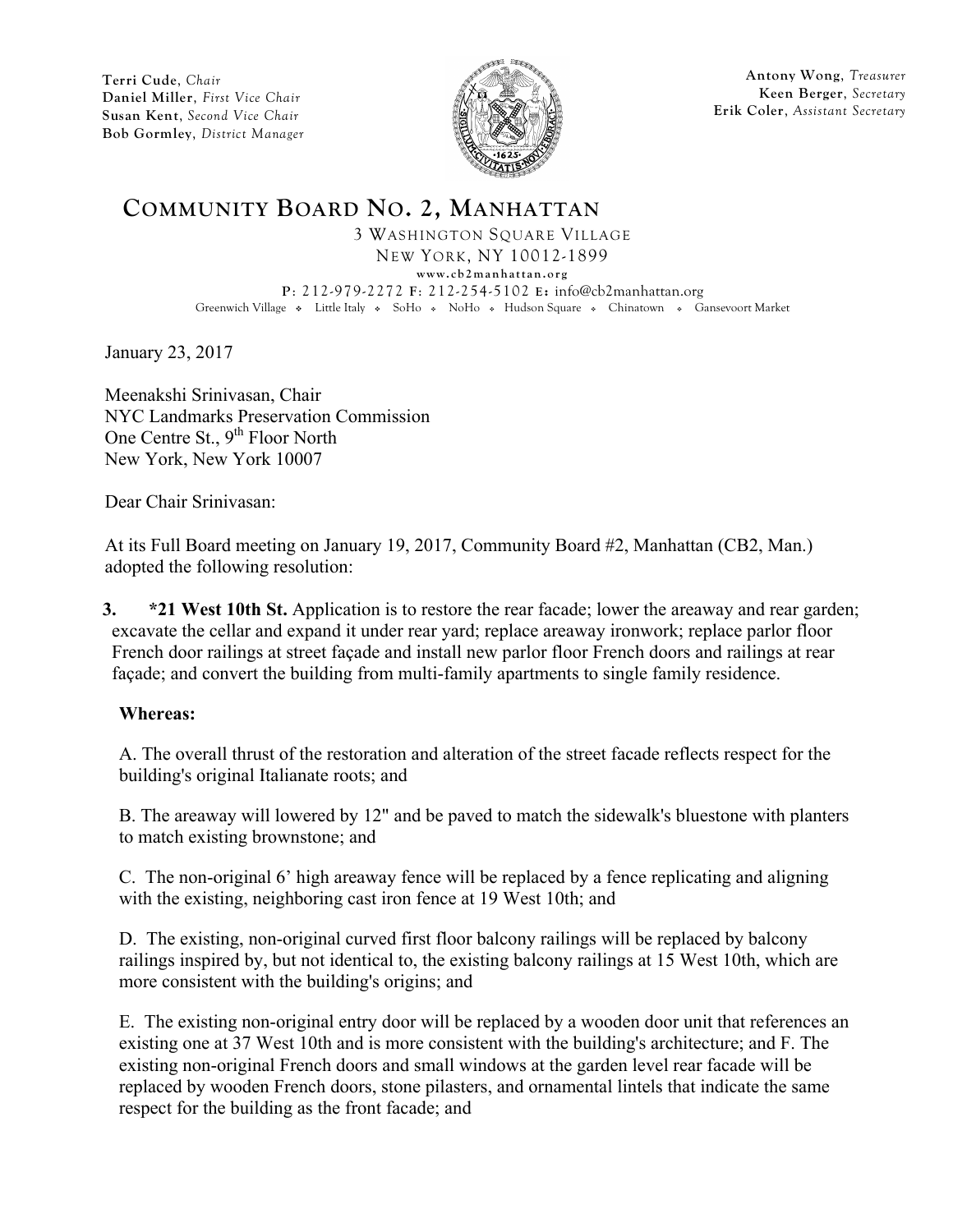Terri Cude, *Chair*
Daniel Miller, *First Vice Chair*
Susan Kent, *Second Vice Chair*
Bob Gormley, *District Manager*

Antony Wong, *Treasurer*
Keen Berger, *Secretary*
Erik Coler, *Assistant Secretary*

# COMMUNITY BOARD NO. 2, MANHATTAN

3 WASHINGTON SQUARE VILLAGE
NEW YORK, NY 10012-1899
www.cb2manhattan.org
P: 212-979-2272 F: 212-254-5102 E: info@cb2manhattan.org
Greenwich Village ❖ Little Italy ❖ SoHo ❖ NoHo ❖ Hudson Square ❖ Chinatown ❖ Gansevoort Market

January 23, 2017

Meenakshi Srinivasan, Chair
NYC Landmarks Preservation Commission
One Centre St., 9th Floor North
New York, New York 10007

Dear Chair Srinivasan:

At its Full Board meeting on January 19, 2017, Community Board #2, Manhattan (CB2, Man.) adopted the following resolution:

3. **\*21 West 10th St.** Application is to restore the rear facade; lower the areaway and rear garden; excavate the cellar and expand it under rear yard; replace areaway ironwork; replace parlor floor French door railings at street façade and install new parlor floor French doors and railings at rear façade; and convert the building from multi-family apartments to single family residence.

**Whereas:**

A. The overall thrust of the restoration and alteration of the street facade reflects respect for the building's original Italianate roots; and

B. The areaway will lowered by 12" and be paved to match the sidewalk's bluestone with planters to match existing brownstone; and

C. The non-original 6' high areaway fence will be replaced by a fence replicating and aligning with the existing, neighboring cast iron fence at 19 West 10th; and

D. The existing, non-original curved first floor balcony railings will be replaced by balcony railings inspired by, but not identical to, the existing balcony railings at 15 West 10th, which are more consistent with the building's origins; and

E. The existing non-original entry door will be replaced by a wooden door unit that references an existing one at 37 West 10th and is more consistent with the building's architecture; and F. The existing non-original French doors and small windows at the garden level rear facade will be replaced by wooden French doors, stone pilasters, and ornamental lintels that indicate the same respect for the building as the front facade; and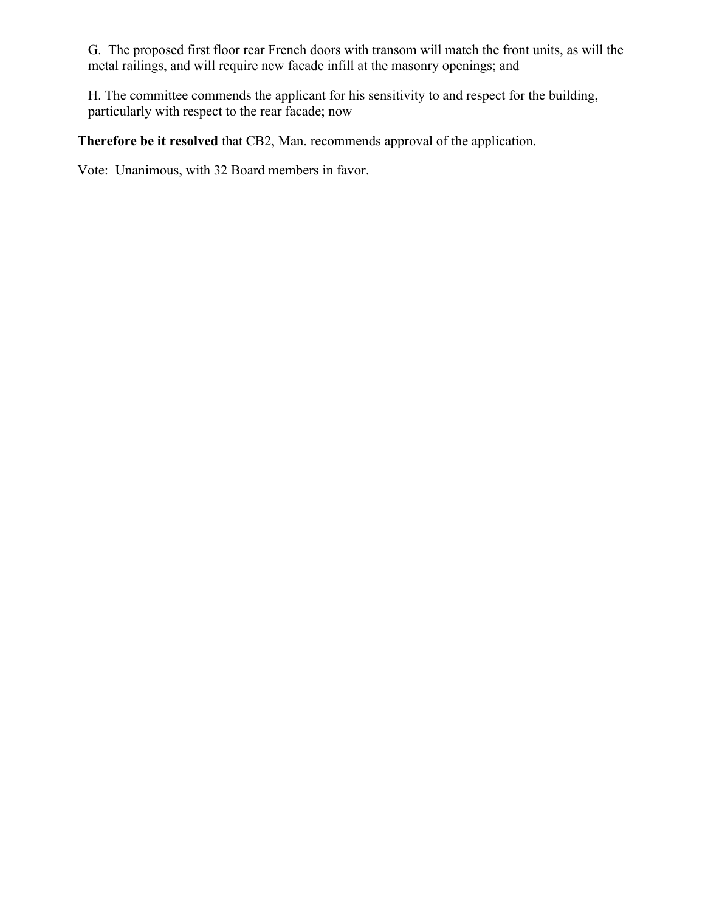G. The proposed first floor rear French doors with transom will match the front units, as will the metal railings, and will require new facade infill at the masonry openings; and

H. The committee commends the applicant for his sensitivity to and respect for the building, particularly with respect to the rear facade; now

**Therefore be it resolved** that CB2, Man. recommends approval of the application.

Vote: Unanimous, with 32 Board members in favor.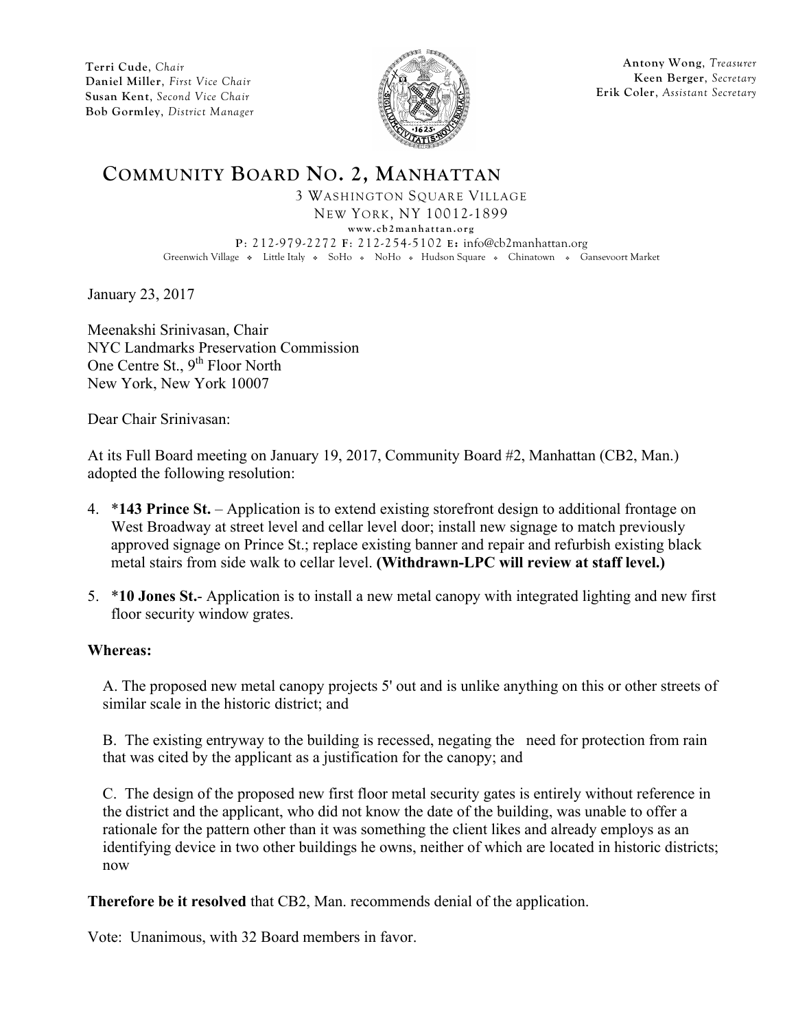Terri Cude, *Chair*
Daniel Miller, *First Vice Chair*
Susan Kent, *Second Vice Chair*
Bob Gormley, *District Manager*

Antony Wong, *Treasurer*
Keen Berger, *Secretary*
Erik Coler, *Assistant Secretary*

# COMMUNITY BOARD NO. 2, MANHATTAN

3 WASHINGTON SQUARE VILLAGE
NEW YORK, NY 10012-1899
www.cb2manhattan.org
P: 212-979-2272 F: 212-254-5102 E: info@cb2manhattan.org
Greenwich Village ❖ Little Italy ❖ SoHo ❖ NoHo ❖ Hudson Square ❖ Chinatown ❖ Gansevoort Market

January 23, 2017

Meenakshi Srinivasan, Chair
NYC Landmarks Preservation Commission
One Centre St., 9th Floor North
New York, New York 10007

Dear Chair Srinivasan:

At its Full Board meeting on January 19, 2017, Community Board #2, Manhattan (CB2, Man.) adopted the following resolution:

4. ***143 Prince St.** – Application is to extend existing storefront design to additional frontage on West Broadway at street level and cellar level door; install new signage to match previously approved signage on Prince St.; replace existing banner and repair and refurbish existing black metal stairs from side walk to cellar level. **(Withdrawn-LPC will review at staff level.)**

5. ***10 Jones St.**- Application is to install a new metal canopy with integrated lighting and new first floor security window grates.

**Whereas:**

A. The proposed new metal canopy projects 5' out and is unlike anything on this or other streets of similar scale in the historic district; and

B. The existing entryway to the building is recessed, negating the need for protection from rain that was cited by the applicant as a justification for the canopy; and

C. The design of the proposed new first floor metal security gates is entirely without reference in the district and the applicant, who did not know the date of the building, was unable to offer a rationale for the pattern other than it was something the client likes and already employs as an identifying device in two other buildings he owns, neither of which are located in historic districts; now

**Therefore be it resolved** that CB2, Man. recommends denial of the application.

Vote: Unanimous, with 32 Board members in favor.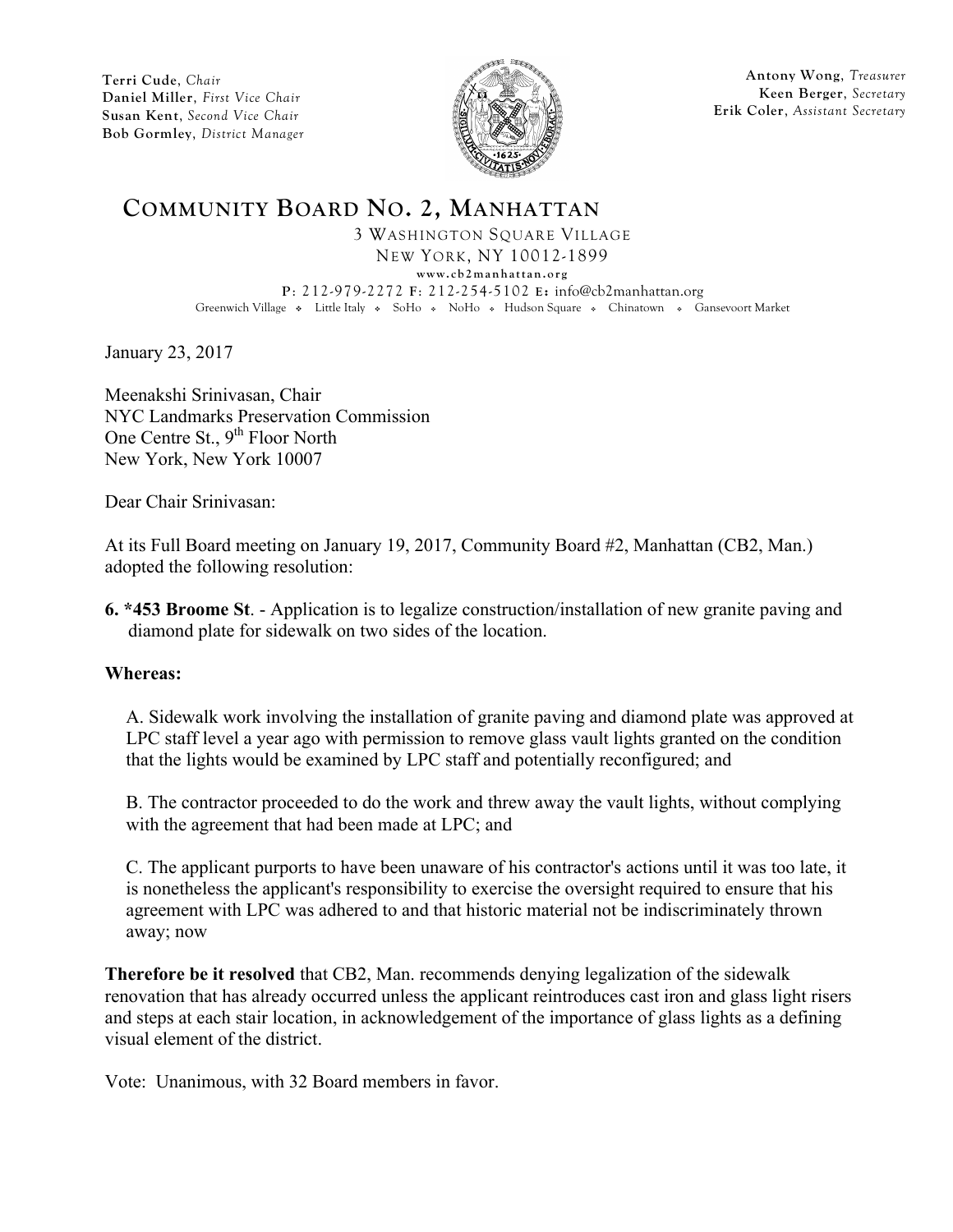Terri Cude, *Chair*
Daniel Miller, *First Vice Chair*
Susan Kent, *Second Vice Chair*
Bob Gormley, *District Manager*

Antony Wong, *Treasurer*
Keen Berger, *Secretary*
Erik Coler, *Assistant Secretary*

# COMMUNITY BOARD NO. 2, MANHATTAN

3 WASHINGTON SQUARE VILLAGE
NEW YORK, NY 10012-1899
www.cb2manhattan.org
P: 212-979-2272 F: 212-254-5102 E: info@cb2manhattan.org
Greenwich Village ❖ Little Italy ❖ SoHo ❖ NoHo ❖ Hudson Square ❖ Chinatown ❖ Gansevoort Market

January 23, 2017

Meenakshi Srinivasan, Chair
NYC Landmarks Preservation Commission
One Centre St., 9th Floor North
New York, New York 10007

Dear Chair Srinivasan:

At its Full Board meeting on January 19, 2017, Community Board #2, Manhattan (CB2, Man.) adopted the following resolution:

**6. *453 Broome St**. - Application is to legalize construction/installation of new granite paving and diamond plate for sidewalk on two sides of the location.

**Whereas:**

A. Sidewalk work involving the installation of granite paving and diamond plate was approved at LPC staff level a year ago with permission to remove glass vault lights granted on the condition that the lights would be examined by LPC staff and potentially reconfigured; and

B. The contractor proceeded to do the work and threw away the vault lights, without complying with the agreement that had been made at LPC; and

C. The applicant purports to have been unaware of his contractor's actions until it was too late, it is nonetheless the applicant's responsibility to exercise the oversight required to ensure that his agreement with LPC was adhered to and that historic material not be indiscriminately thrown away; now

**Therefore be it resolved** that CB2, Man. recommends denying legalization of the sidewalk renovation that has already occurred unless the applicant reintroduces cast iron and glass light risers and steps at each stair location, in acknowledgement of the importance of glass lights as a defining visual element of the district.

Vote: Unanimous, with 32 Board members in favor.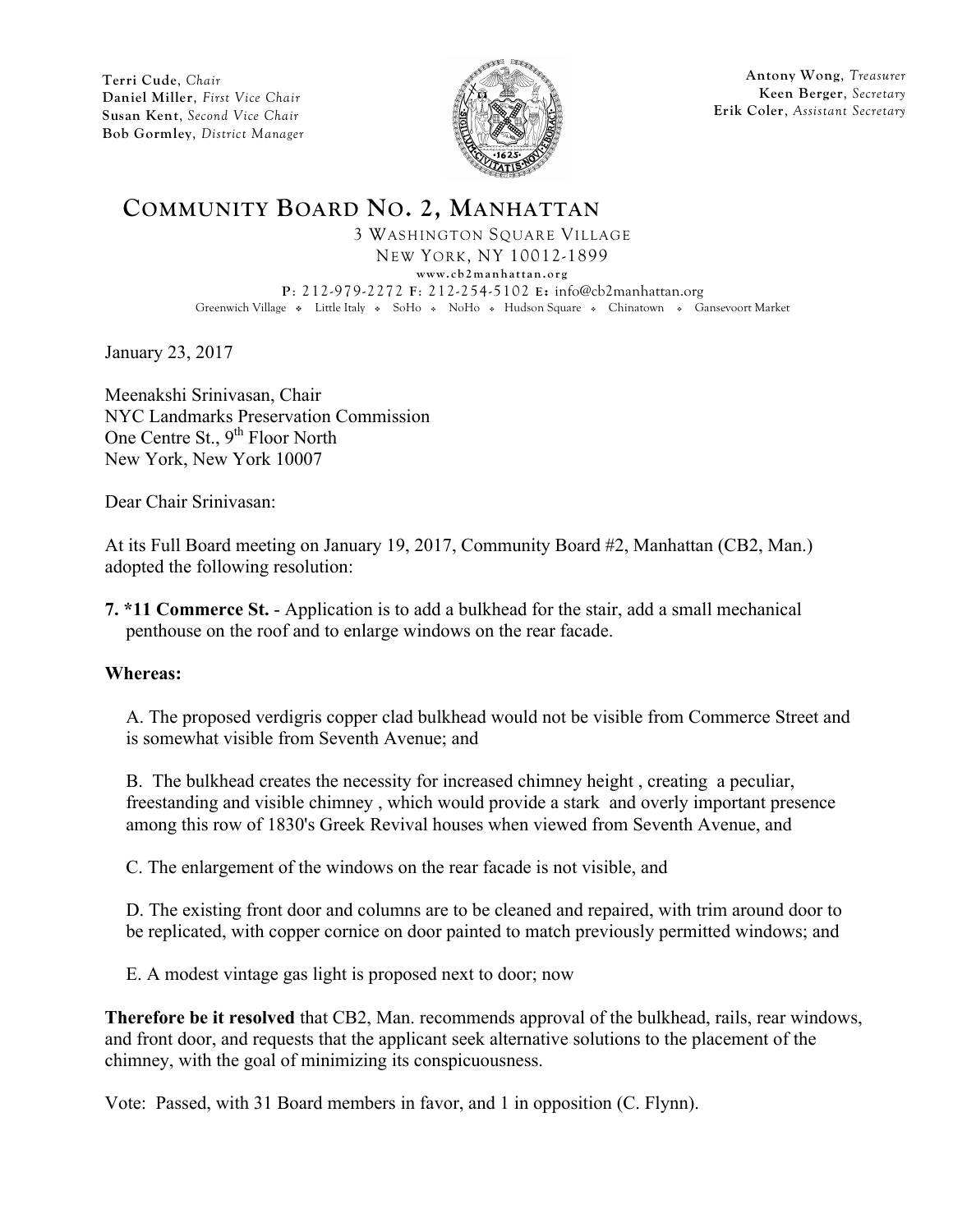Terri Cude, *Chair*
Daniel Miller, *First Vice Chair*
Susan Kent, *Second Vice Chair*
Bob Gormley, *District Manager*

Antony Wong, *Treasurer*
Keen Berger, *Secretary*
Erik Coler, *Assistant Secretary*

# COMMUNITY BOARD NO. 2, MANHATTAN

3 WASHINGTON SQUARE VILLAGE
NEW YORK, NY 10012-1899
www.cb2manhattan.org
P: 212-979-2272 F: 212-254-5102 E: info@cb2manhattan.org
Greenwich Village ❖ Little Italy ❖ SoHo ❖ NoHo ❖ Hudson Square ❖ Chinatown ❖ Gansevoort Market

January 23, 2017

Meenakshi Srinivasan, Chair
NYC Landmarks Preservation Commission
One Centre St., 9th Floor North
New York, New York 10007

Dear Chair Srinivasan:

At its Full Board meeting on January 19, 2017, Community Board #2, Manhattan (CB2, Man.) adopted the following resolution:

**7. *11 Commerce St.** - Application is to add a bulkhead for the stair, add a small mechanical penthouse on the roof and to enlarge windows on the rear facade.

**Whereas:**

A. The proposed verdigris copper clad bulkhead would not be visible from Commerce Street and is somewhat visible from Seventh Avenue; and

B. The bulkhead creates the necessity for increased chimney height , creating a peculiar, freestanding and visible chimney , which would provide a stark and overly important presence among this row of 1830's Greek Revival houses when viewed from Seventh Avenue, and

C. The enlargement of the windows on the rear facade is not visible, and

D. The existing front door and columns are to be cleaned and repaired, with trim around door to be replicated, with copper cornice on door painted to match previously permitted windows; and

E. A modest vintage gas light is proposed next to door; now

**Therefore be it resolved** that CB2, Man. recommends approval of the bulkhead, rails, rear windows, and front door, and requests that the applicant seek alternative solutions to the placement of the chimney, with the goal of minimizing its conspicuousness.

Vote: Passed, with 31 Board members in favor, and 1 in opposition (C. Flynn).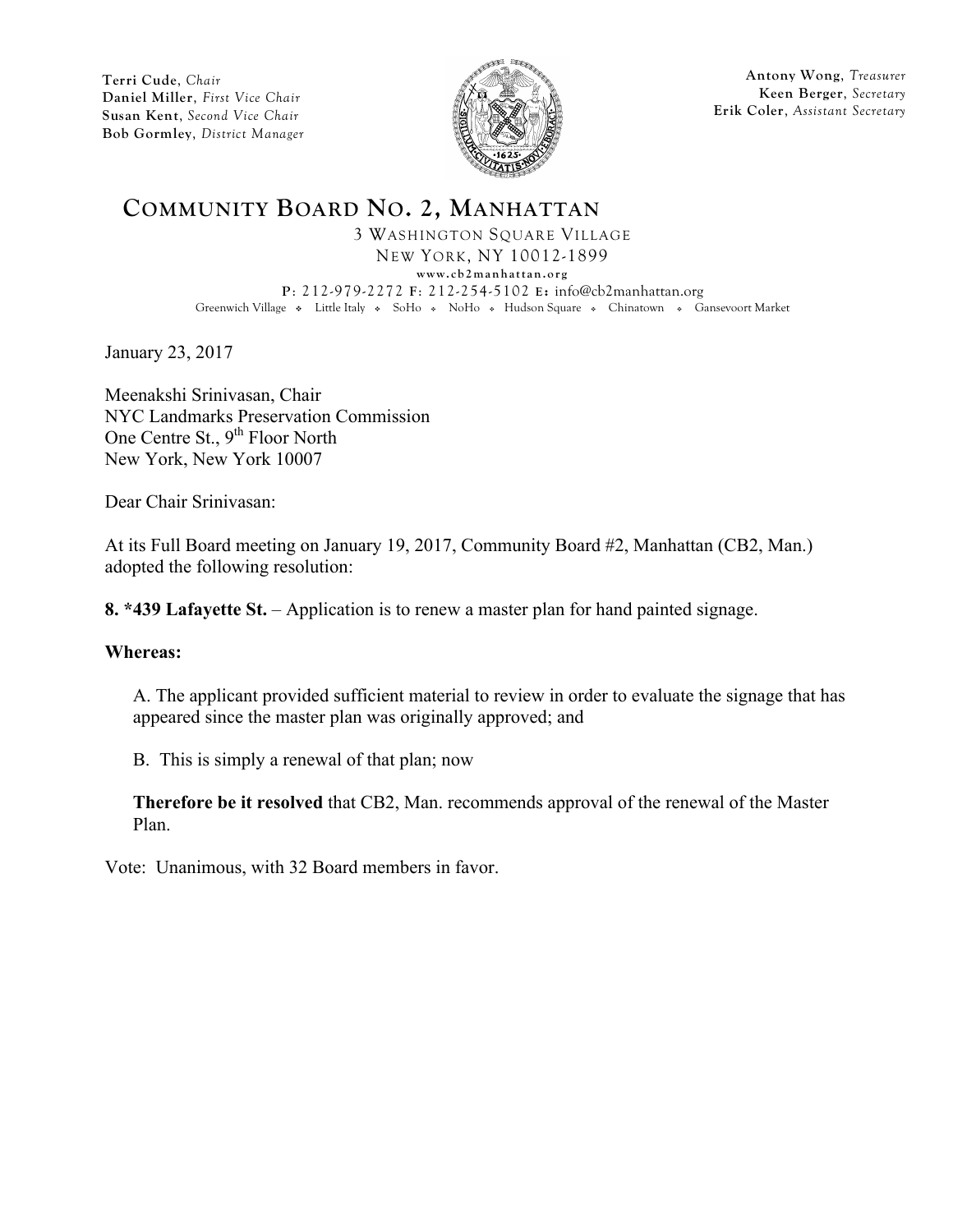**Terri Cude**, *Chair*
**Daniel Miller**, *First Vice Chair*
**Susan Kent**, *Second Vice Chair*
**Bob Gormley**, *District Manager*

**Antony Wong**, *Treasurer*
**Keen Berger**, *Secretary*
**Erik Coler**, *Assistant Secretary*

# COMMUNITY BOARD NO. 2, MANHATTAN

3 WASHINGTON SQUARE VILLAGE
NEW YORK, NY 10012-1899
www.cb2manhattan.org
P: 212-979-2272 F: 212-254-5102 E: info@cb2manhattan.org
Greenwich Village ❖ Little Italy ❖ SoHo ❖ NoHo ❖ Hudson Square ❖ Chinatown ❖ Gansevoort Market

January 23, 2017

Meenakshi Srinivasan, Chair
NYC Landmarks Preservation Commission
One Centre St., 9th Floor North
New York, New York 10007

Dear Chair Srinivasan:

At its Full Board meeting on January 19, 2017, Community Board #2, Manhattan (CB2, Man.) adopted the following resolution:

**8. *439 Lafayette St.** – Application is to renew a master plan for hand painted signage.

**Whereas:**

A. The applicant provided sufficient material to review in order to evaluate the signage that has appeared since the master plan was originally approved; and

B. This is simply a renewal of that plan; now

**Therefore be it resolved** that CB2, Man. recommends approval of the renewal of the Master Plan.

Vote: Unanimous, with 32 Board members in favor.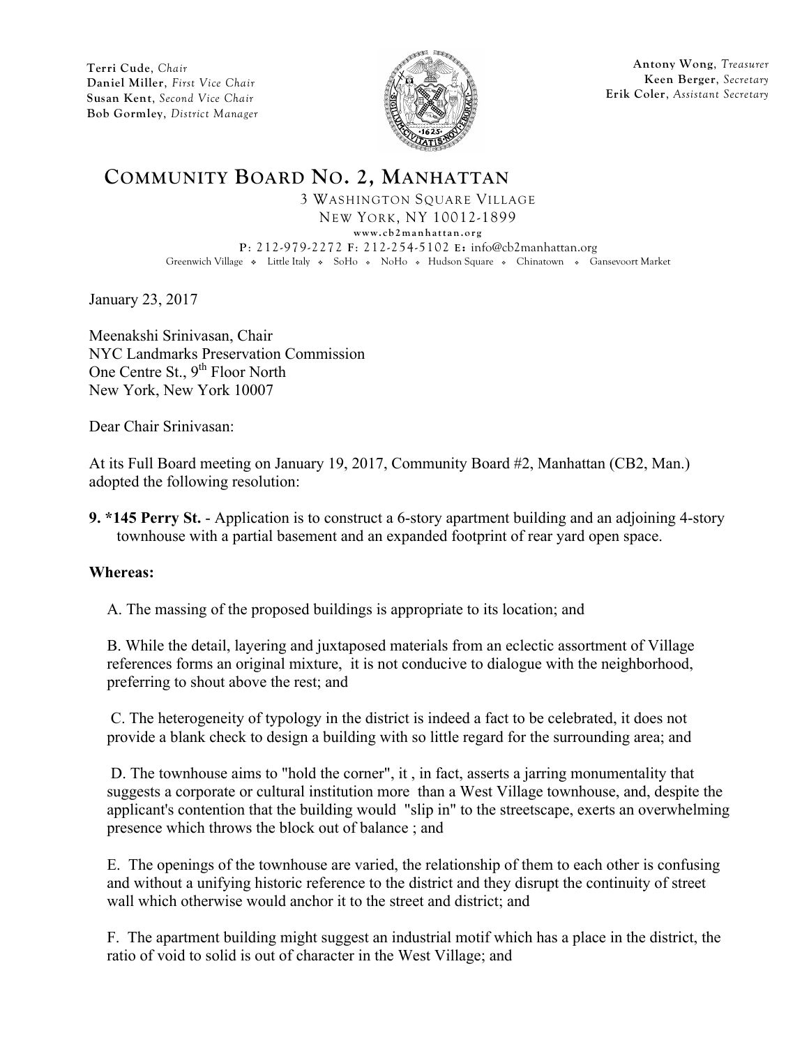**Terri Cude**, *Chair*
**Daniel Miller**, *First Vice Chair*
**Susan Kent**, *Second Vice Chair*
**Bob Gormley**, *District Manager*

**Antony Wong**, *Treasurer*
**Keen Berger**, *Secretary*
**Erik Coler**, *Assistant Secretary*

# COMMUNITY BOARD NO. 2, MANHATTAN

3 WASHINGTON SQUARE VILLAGE
NEW YORK, NY 10012-1899
www.cb2manhattan.org
P: 212-979-2272 F: 212-254-5102 E: info@cb2manhattan.org
Greenwich Village ❖ Little Italy ❖ SoHo ❖ NoHo ❖ Hudson Square ❖ Chinatown ❖ Gansevoort Market

January 23, 2017

Meenakshi Srinivasan, Chair
NYC Landmarks Preservation Commission
One Centre St., 9th Floor North
New York, New York 10007

Dear Chair Srinivasan:

At its Full Board meeting on January 19, 2017, Community Board #2, Manhattan (CB2, Man.) adopted the following resolution:

**9. *145 Perry St.** - Application is to construct a 6-story apartment building and an adjoining 4-story townhouse with a partial basement and an expanded footprint of rear yard open space.

**Whereas:**

A. The massing of the proposed buildings is appropriate to its location; and

B. While the detail, layering and juxtaposed materials from an eclectic assortment of Village references forms an original mixture, it is not conducive to dialogue with the neighborhood, preferring to shout above the rest; and

C. The heterogeneity of typology in the district is indeed a fact to be celebrated, it does not provide a blank check to design a building with so little regard for the surrounding area; and

D. The townhouse aims to "hold the corner", it , in fact, asserts a jarring monumentality that suggests a corporate or cultural institution more than a West Village townhouse, and, despite the applicant's contention that the building would "slip in" to the streetscape, exerts an overwhelming presence which throws the block out of balance ; and

E. The openings of the townhouse are varied, the relationship of them to each other is confusing and without a unifying historic reference to the district and they disrupt the continuity of street wall which otherwise would anchor it to the street and district; and

F. The apartment building might suggest an industrial motif which has a place in the district, the ratio of void to solid is out of character in the West Village; and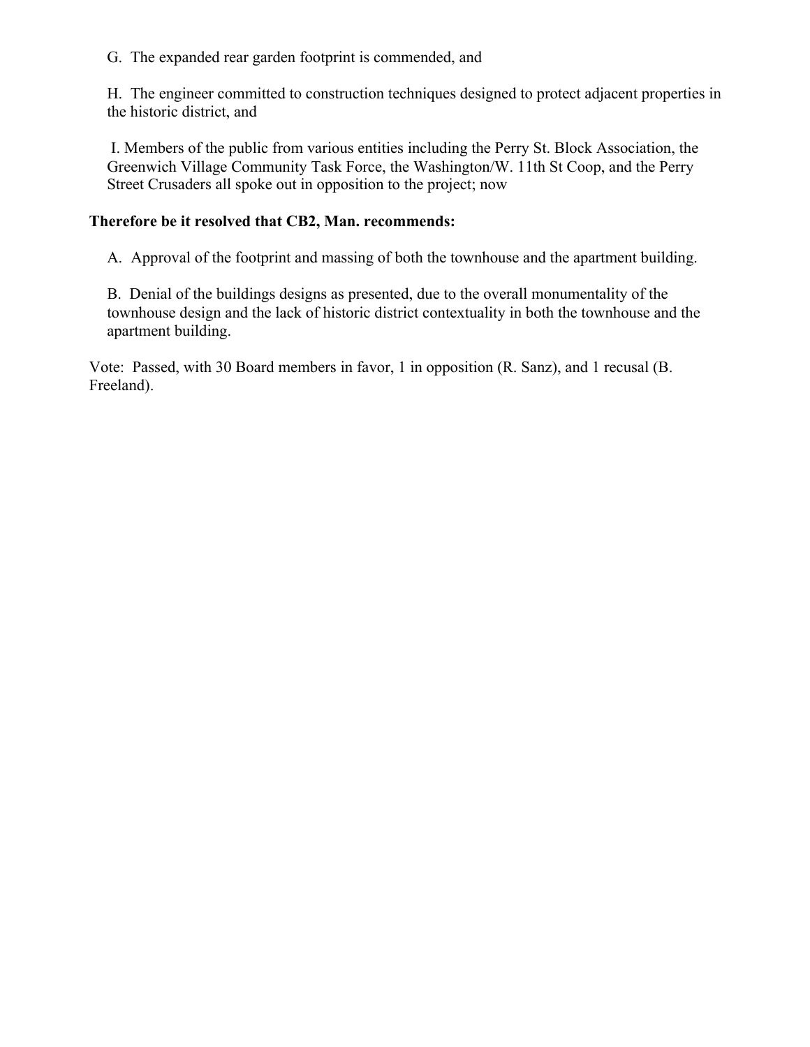G. The expanded rear garden footprint is commended, and

H. The engineer committed to construction techniques designed to protect adjacent properties in the historic district, and

I. Members of the public from various entities including the Perry St. Block Association, the Greenwich Village Community Task Force, the Washington/W. 11th St Coop, and the Perry Street Crusaders all spoke out in opposition to the project; now

**Therefore be it resolved that CB2, Man. recommends:**

A. Approval of the footprint and massing of both the townhouse and the apartment building.

B. Denial of the buildings designs as presented, due to the overall monumentality of the townhouse design and the lack of historic district contextuality in both the townhouse and the apartment building.

Vote: Passed, with 30 Board members in favor, 1 in opposition (R. Sanz), and 1 recusal (B. Freeland).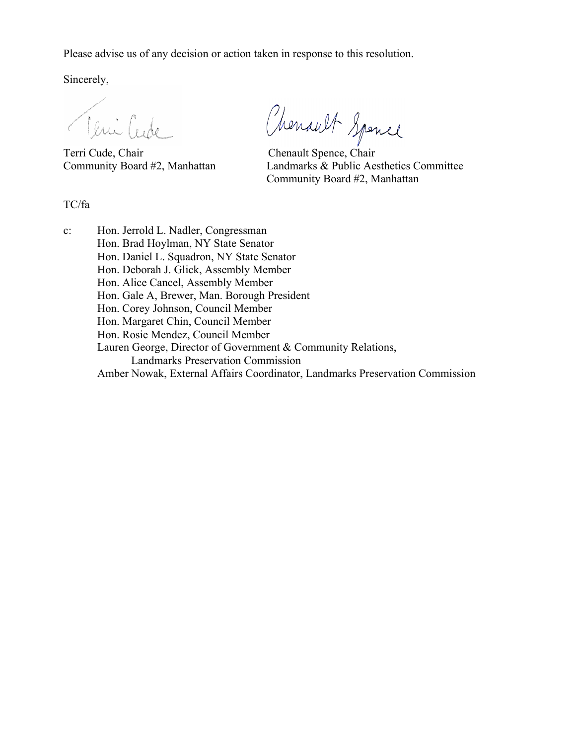Please advise us of any decision or action taken in response to this resolution.

Sincerely,

Terri Cude, Chair
Community Board #2, Manhattan

Chenault Spence, Chair
Landmarks & Public Aesthetics Committee
Community Board #2, Manhattan

TC/fa

c: Hon. Jerrold L. Nadler, Congressman
Hon. Brad Hoylman, NY State Senator
Hon. Daniel L. Squadron, NY State Senator
Hon. Deborah J. Glick, Assembly Member
Hon. Alice Cancel, Assembly Member
Hon. Gale A, Brewer, Man. Borough President
Hon. Corey Johnson, Council Member
Hon. Margaret Chin, Council Member
Hon. Rosie Mendez, Council Member
Lauren George, Director of Government & Community Relations,
Landmarks Preservation Commission
Amber Nowak, External Affairs Coordinator, Landmarks Preservation Commission